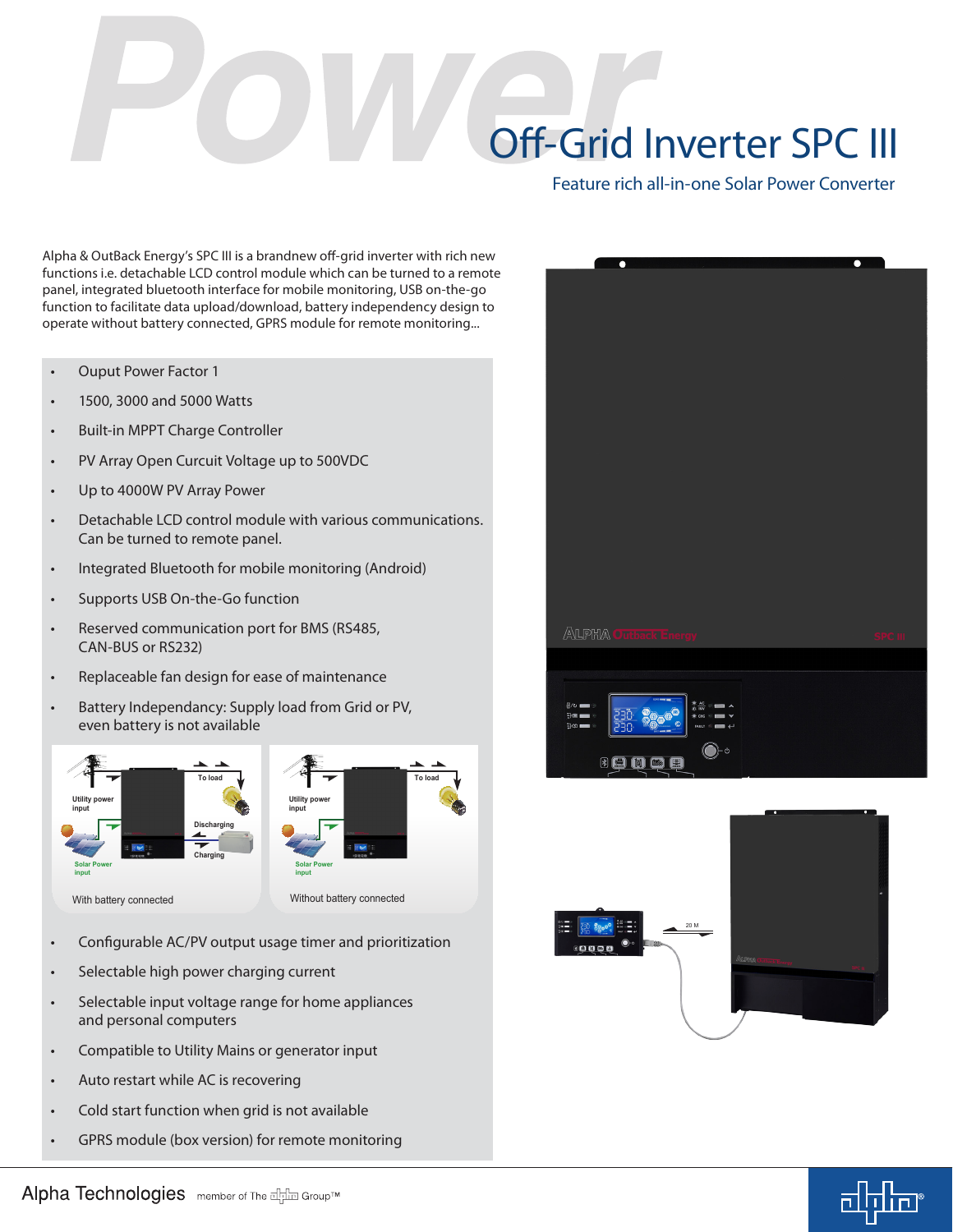# Off-Grid Inverter SPC III

## Feature rich all-in-one Solar Power Converter

Alpha & OutBack Energy's SPC III is a brandnew off-grid inverter with rich new functions i.e. detachable LCD control module which can be turned to a remote panel, integrated bluetooth interface for mobile monitoring, USB on-the-go function to facilitate data upload/download, battery independency design to operate without battery connected, GPRS module for remote monitoring...

- Ouput Power Factor 1
- 1500, 3000 and 5000 Watts
- Built-in MPPT Charge Controller
- PV Array Open Curcuit Voltage up to 500VDC
- Up to 4000W PV Array Power
- Detachable LCD control module with various communications. Can be turned to remote panel.
- Integrated Bluetooth for mobile monitoring (Android)
- Supports USB On-the-Go function
- Reserved communication port for BMS (RS485, CAN-BUS or RS232)
- Replaceable fan design for ease of maintenance
- Battery Independancy: Supply load from Grid or PV, even battery is not available

Utility power input · To load · Discharging · Charging · Solar Power input

With battery connected

Utility power input · To load · Solar Power input

Without battery connected

- Configurable AC/PV output usage timer and prioritization
- Selectable high power charging current
- Selectable input voltage range for home appliances and personal computers
- Compatible to Utility Mains or generator input
- Auto restart while AC is recovering
- Cold start function when grid is not available
- GPRS module (box version) for remote monitoring

20 M

Alpha Technologies member of The Alpha Group™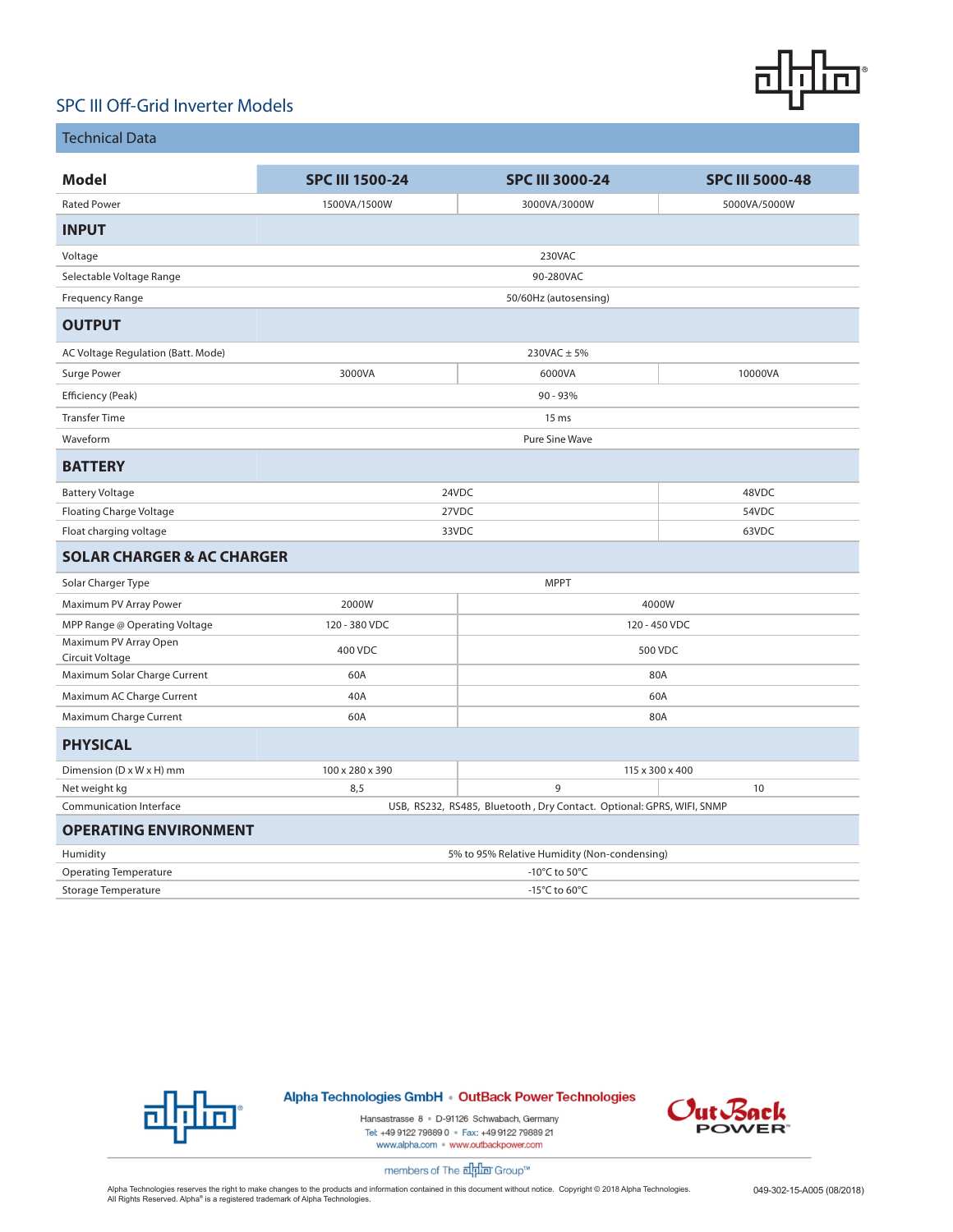# SPC III Off-Grid Inverter Models

## Technical Data

| Model | SPC III 1500-24 | SPC III 3000-24 | SPC III 5000-48 |
|---|---|---|---|
| Rated Power | 1500VA/1500W | 3000VA/3000W | 5000VA/5000W |
| **INPUT** | | | |
| Voltage | 230VAC | | |
| Selectable Voltage Range | 90-280VAC | | |
| Frequency Range | 50/60Hz (autosensing) | | |
| **OUTPUT** | | | |
| AC Voltage Regulation (Batt. Mode) | 230VAC ± 5% | | |
| Surge Power | 3000VA | 6000VA | 10000VA |
| Efficiency (Peak) | 90 - 93% | | |
| Transfer Time | 15 ms | | |
| Waveform | Pure Sine Wave | | |
| **BATTERY** | | | |
| Battery Voltage | 24VDC | | 48VDC |
| Floating Charge Voltage | 27VDC | | 54VDC |
| Float charging voltage | 33VDC | | 63VDC |
| **SOLAR CHARGER & AC CHARGER** | | | |
| Solar Charger Type | MPPT | | |
| Maximum PV Array Power | 2000W | 4000W | |
| MPP Range @ Operating Voltage | 120 - 380 VDC | 120 - 450 VDC | |
| Maximum PV Array Open Circuit Voltage | 400 VDC | 500 VDC | |
| Maximum Solar Charge Current | 60A | 80A | |
| Maximum AC Charge Current | 40A | 60A | |
| Maximum Charge Current | 60A | 80A | |
| **PHYSICAL** | | | |
| Dimension (D x W x H) mm | 100 x 280 x 390 | 115 x 300 x 400 | |
| Net weight kg | 8,5 | 9 | 10 |
| Communication Interface | USB, RS232, RS485, Bluetooth , Dry Contact. Optional: GPRS, WIFI, SNMP | | |
| **OPERATING ENVIRONMENT** | | | |
| Humidity | 5% to 95% Relative Humidity (Non-condensing) | | |
| Operating Temperature | -10°C to 50°C | | |
| Storage Temperature | -15°C to 60°C | | |

**Alpha Technologies GmbH** • **OutBack Power Technologies**

Hansastrasse 8 • D-91126 Schwabach, Germany
Tel: +49 9122 79889 0 • Fax: +49 9122 79889 21
www.alpha.com • www.outbackpower.com

members of The alpha Group™

Alpha Technologies reserves the right to make changes to the products and information contained in this document without notice. Copyright © 2018 Alpha Technologies. All Rights Reserved. Alpha® is a registered trademark of Alpha Technologies.

049-302-15-A005 (08/2018)